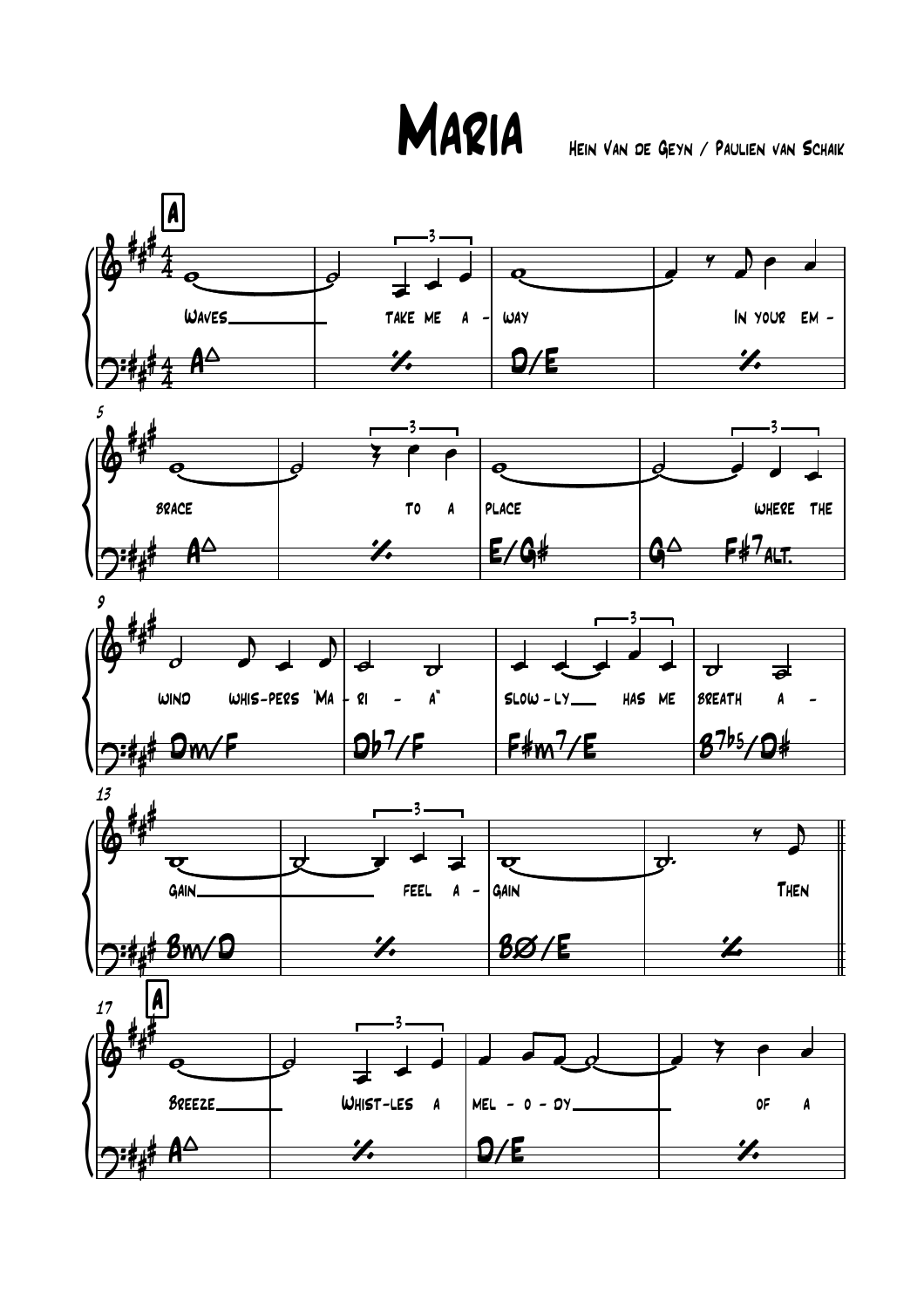# Maria

Hein Van de Geyn / Paulien van Schaik

**A**

Waves take me a - way In your em - brace to a place where the wind whis-pers 'Ma - ri - a' slow - ly has me breath a - gain feel a - gain Then

A△ | % | D/E | % | A△ | % | E/G♯ | G△ F♯7alt. | Dm/F | Db7/F | F♯m7/E | B7♭5/D♯ | Bm/D | % | Bø/E | %

**A**

Breeze Whist-les a mel - o - dy of a

A△ | % | D/E | %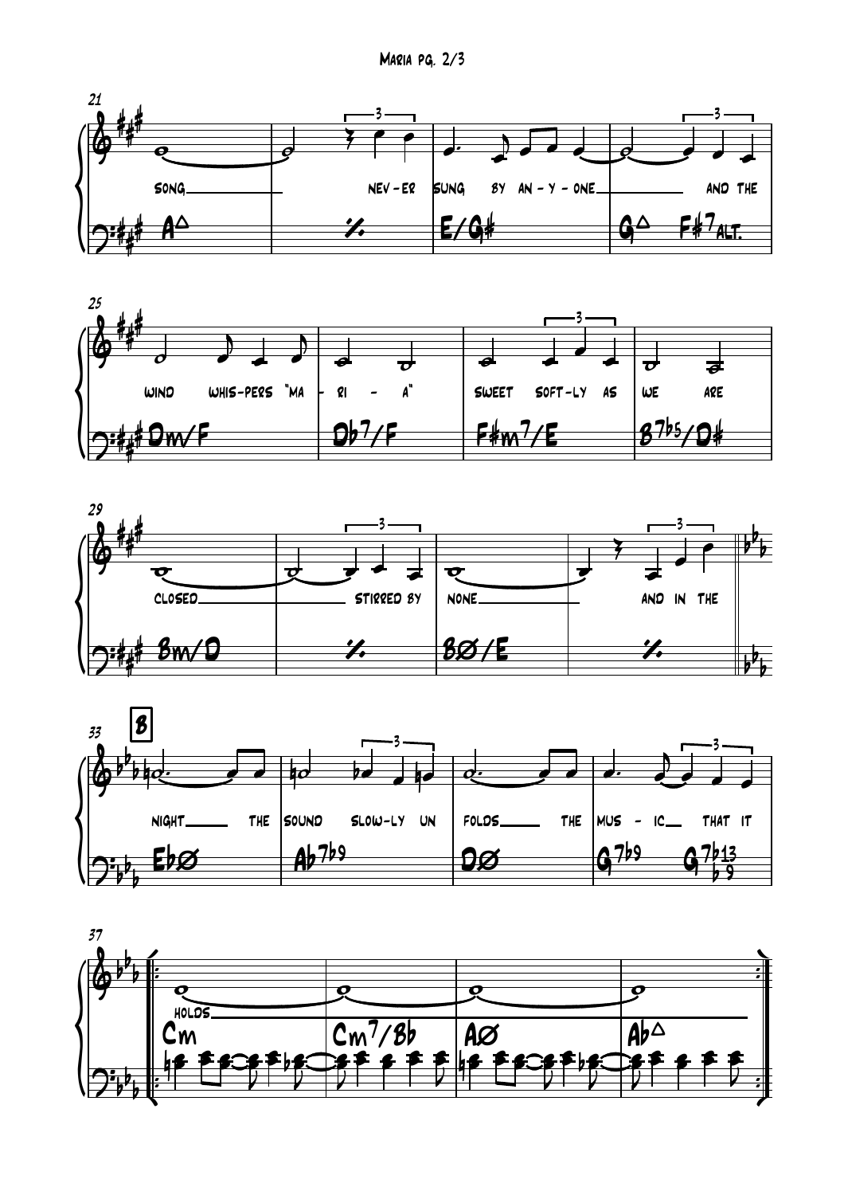21

song never sung by an - y - one and the

A△ | % | E/G♯ | G△ F♯7alt.

25

wind whis-pers "Ma - ri - a" sweet soft-ly as we are

Dm/F | Db7/F | F♯m7/E | B7b5/D♯

29

closed stirred by none and in the

Bm/D | % | Bø/E | %

33

**B**

night the sound slow-ly un folds the mus - ic that it

Ebø | Ab7b9 | Dø | G7b9 G7b13 b9

37

holds

Cm | Cm7/Bb | Aø | Ab△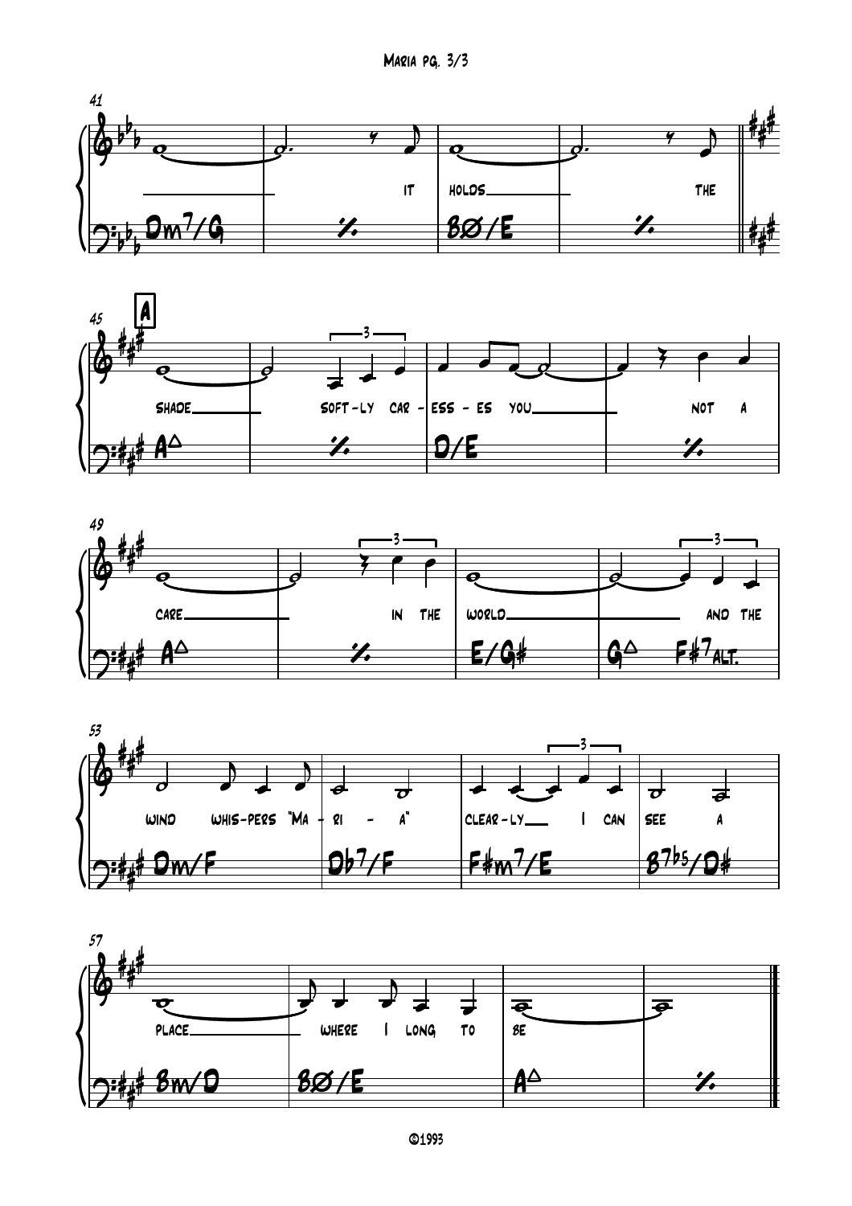41

Dm7/G | ％ | BØ/E | ％

it holds the

**A**

45

A△ | ％ | D/E | ％

shade soft-ly car-ess-es you not a

49

A△ | ％ | E/G♯ | G△ F♯7alt.

care in the world and the

53

Dm/F | D♭7/F | F♯m7/E | B7♭5/D♯

wind whis-pers "Ma-ri-a" clear-ly I can see a

57

Bm/D | BØ/E | A△ | ％

place where I long to be

©1993